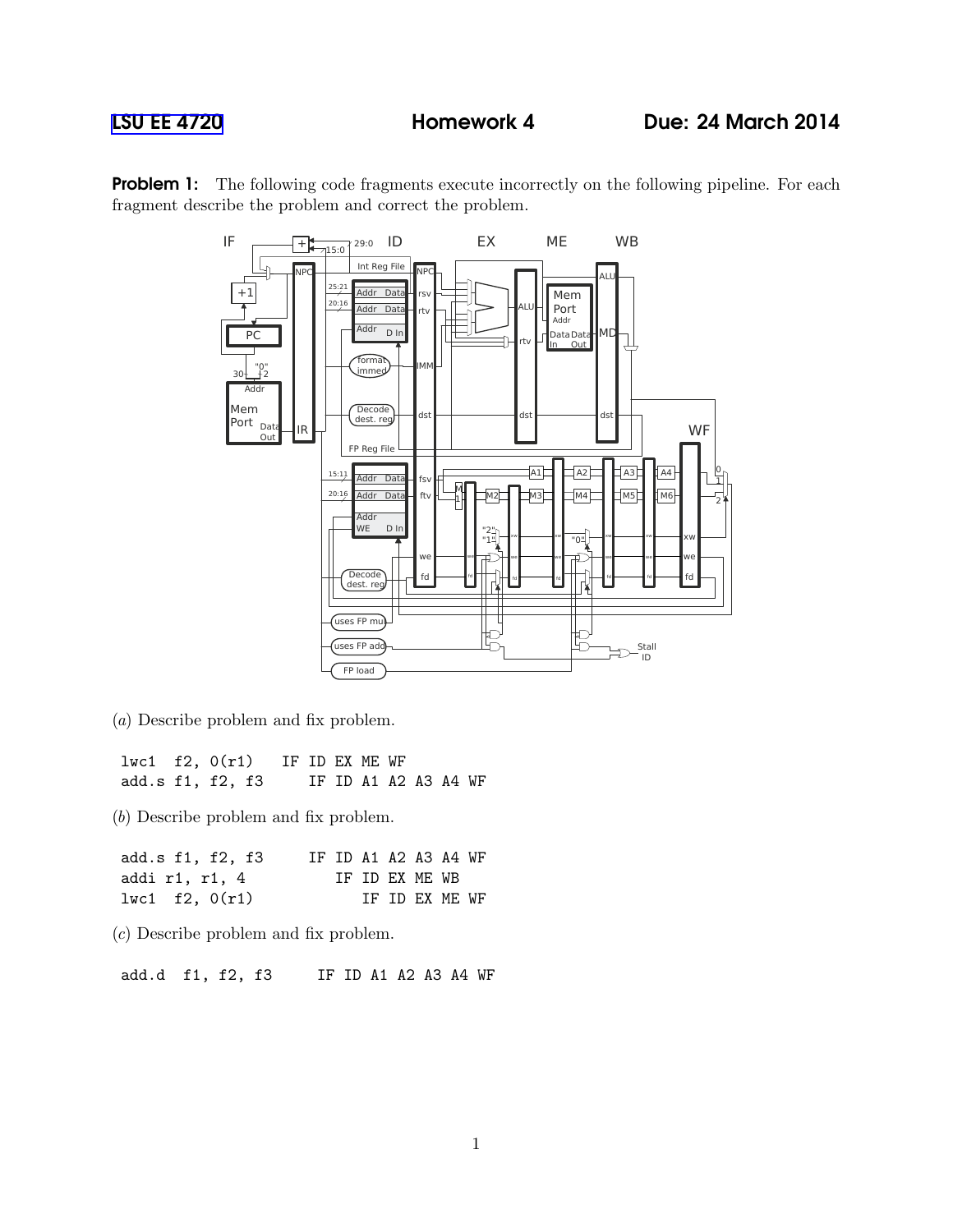# LSU EE 4720 Homework 4 Due: 24 March 2014

**Problem 1:** The following code fragments execute incorrectly on the following pipeline. For each fragment describe the problem and correct the problem.

(*a*) Describe problem and fix problem.

```
lwc1  f2, 0(r1)    IF ID EX ME WF
add.s f1, f2, f3      IF ID A1 A2 A3 A4 WF
```

(*b*) Describe problem and fix problem.

```
add.s f1, f2, f3      IF ID A1 A2 A3 A4 WF
addi r1, r1, 4           IF ID EX ME WB
lwc1  f2, 0(r1)             IF ID EX ME WF
```

(*c*) Describe problem and fix problem.

```
add.d  f1, f2, f3      IF ID A1 A2 A3 A4 WF
```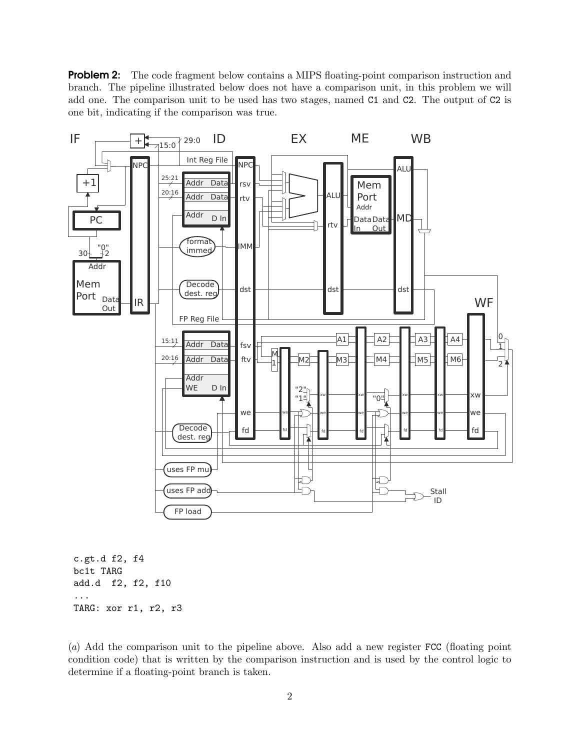**Problem 2:** The code fragment below contains a MIPS floating-point comparison instruction and branch. The pipeline illustrated below does not have a comparison unit, in this problem we will add one. The comparison unit to be used has two stages, named C1 and C2. The output of C2 is one bit, indicating if the comparison was true.

```
c.gt.d f2, f4
bc1t TARG
add.d  f2, f2, f10
...
TARG: xor r1, r2, r3
```

(*a*) Add the comparison unit to the pipeline above. Also add a new register FCC (floating point condition code) that is written by the comparison instruction and is used by the control logic to determine if a floating-point branch is taken.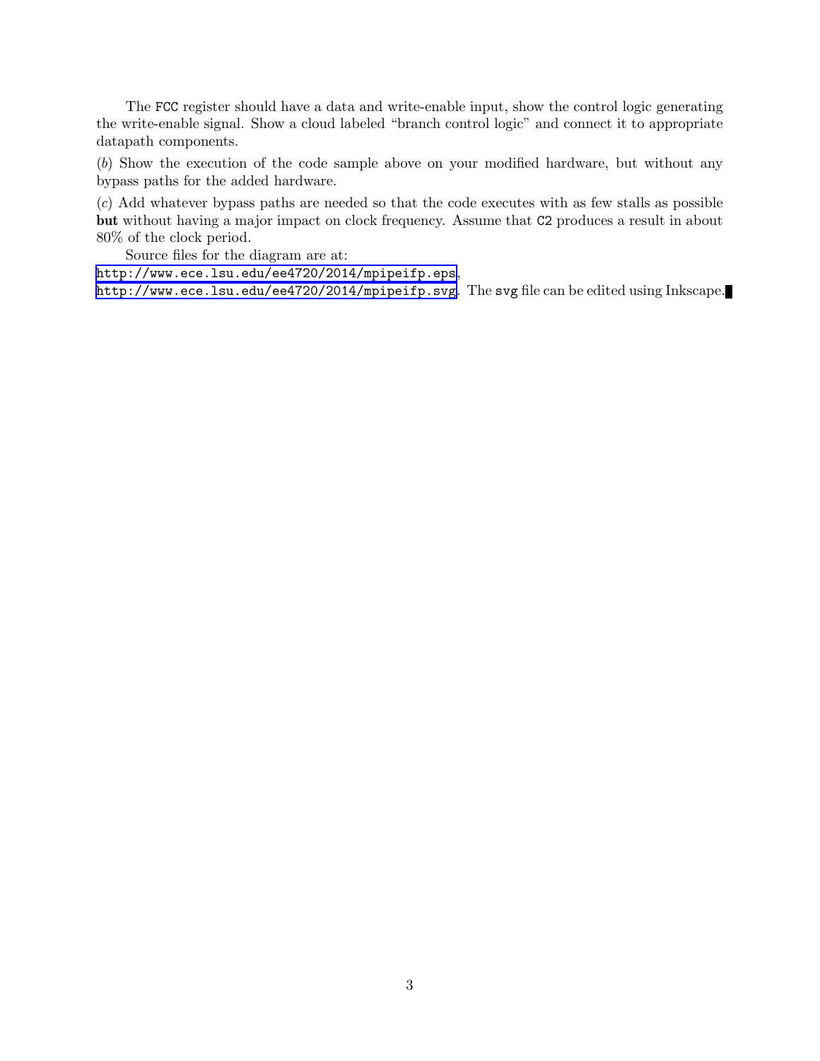The `FCC` register should have a data and write-enable input, show the control logic generating the write-enable signal. Show a cloud labeled "branch control logic" and connect it to appropriate datapath components.

(*b*) Show the execution of the code sample above on your modified hardware, but without any bypass paths for the added hardware.

(*c*) Add whatever bypass paths are needed so that the code executes with as few stalls as possible **but** without having a major impact on clock frequency. Assume that `C2` produces a result in about 80% of the clock period.

Source files for the diagram are at:
http://www.ece.lsu.edu/ee4720/2014/mpipeifp.eps,
http://www.ece.lsu.edu/ee4720/2014/mpipeifp.svg. The `svg` file can be edited using Inkscape. ∎